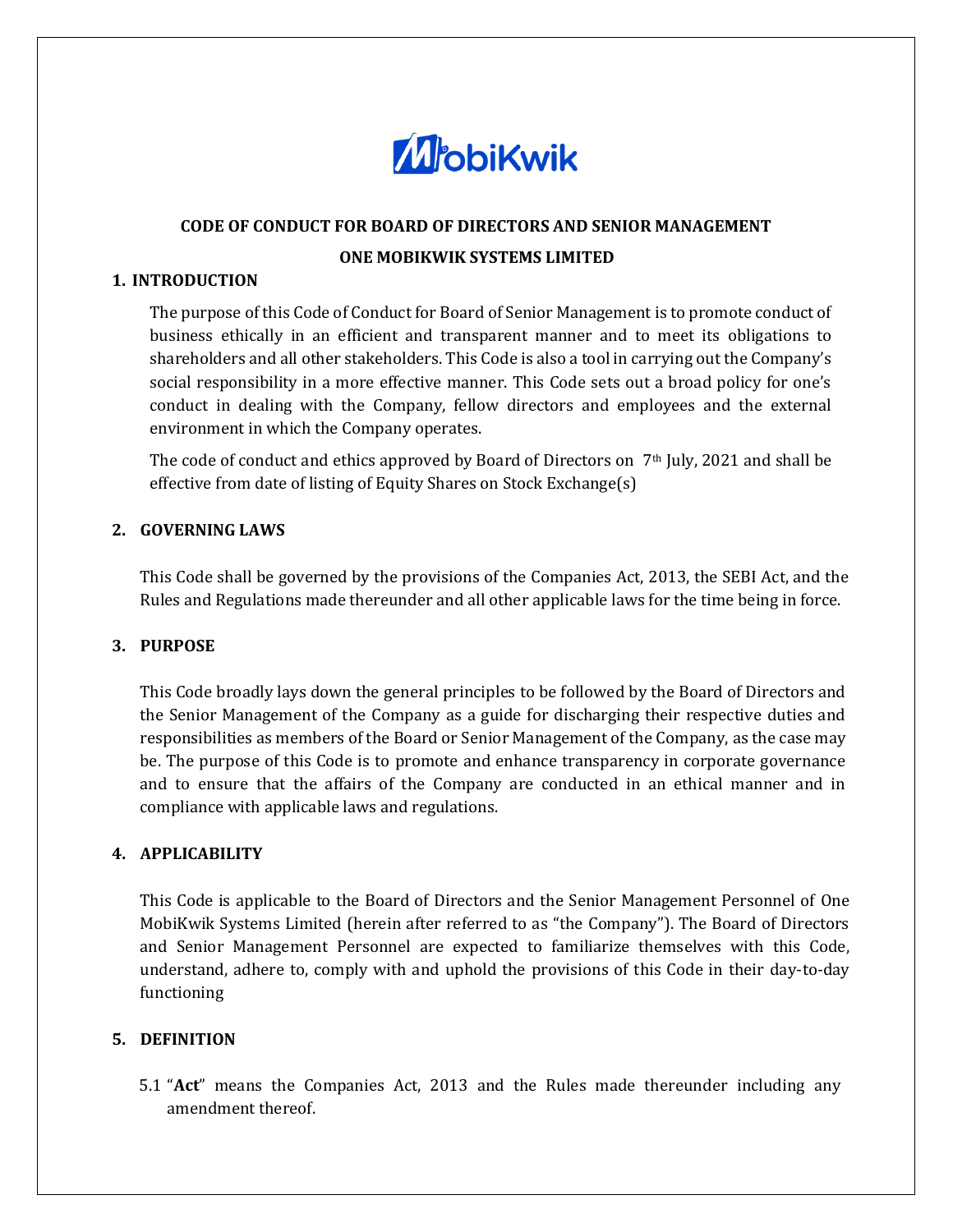# CODE OF CONDUCT FOR BOARD OF DIRECTORS AND SENIOR MANAGEMENT

## ONE MOBIKWIK SYSTEMS LIMITED

## 1. INTRODUCTION

The purpose of this Code of Conduct for Board of Senior Management is to promote conduct of business ethically in an efficient and transparent manner and to meet its obligations to shareholders and all other stakeholders. This Code is also a tool in carrying out the Company's social responsibility in a more effective manner. This Code sets out a broad policy for one's conduct in dealing with the Company, fellow directors and employees and the external environment in which the Company operates.

The code of conduct and ethics approved by Board of Directors on 7th July, 2021 and shall be effective from date of listing of Equity Shares on Stock Exchange(s)

## 2. GOVERNING LAWS

This Code shall be governed by the provisions of the Companies Act, 2013, the SEBI Act, and the Rules and Regulations made thereunder and all other applicable laws for the time being in force.

## 3. PURPOSE

This Code broadly lays down the general principles to be followed by the Board of Directors and the Senior Management of the Company as a guide for discharging their respective duties and responsibilities as members of the Board or Senior Management of the Company, as the case may be. The purpose of this Code is to promote and enhance transparency in corporate governance and to ensure that the affairs of the Company are conducted in an ethical manner and in compliance with applicable laws and regulations.

## 4. APPLICABILITY

This Code is applicable to the Board of Directors and the Senior Management Personnel of One MobiKwik Systems Limited (herein after referred to as "the Company"). The Board of Directors and Senior Management Personnel are expected to familiarize themselves with this Code, understand, adhere to, comply with and uphold the provisions of this Code in their day-to-day functioning

## 5. DEFINITION

5.1 "**Act**" means the Companies Act, 2013 and the Rules made thereunder including any amendment thereof.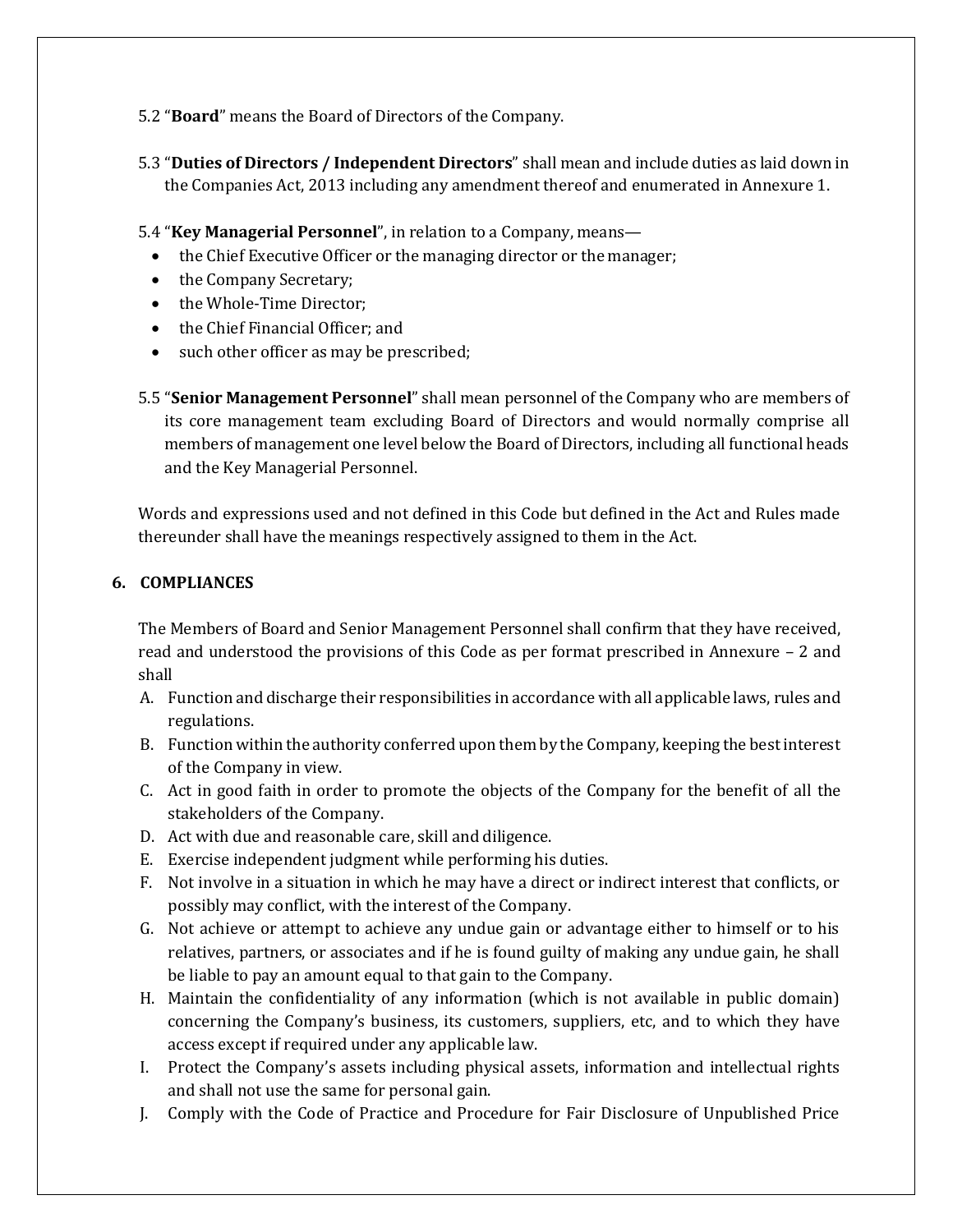5.2 "**Board**" means the Board of Directors of the Company.

5.3 "**Duties of Directors / Independent Directors**" shall mean and include duties as laid down in the Companies Act, 2013 including any amendment thereof and enumerated in Annexure 1.

5.4 "**Key Managerial Personnel**", in relation to a Company, means—

- the Chief Executive Officer or the managing director or the manager;
- the Company Secretary;
- the Whole-Time Director;
- the Chief Financial Officer; and
- such other officer as may be prescribed;

5.5 "**Senior Management Personnel**" shall mean personnel of the Company who are members of its core management team excluding Board of Directors and would normally comprise all members of management one level below the Board of Directors, including all functional heads and the Key Managerial Personnel.

Words and expressions used and not defined in this Code but defined in the Act and Rules made thereunder shall have the meanings respectively assigned to them in the Act.

## 6. COMPLIANCES

The Members of Board and Senior Management Personnel shall confirm that they have received, read and understood the provisions of this Code as per format prescribed in Annexure – 2 and shall

A. Function and discharge their responsibilities in accordance with all applicable laws, rules and regulations.

B. Function within the authority conferred upon them by the Company, keeping the best interest of the Company in view.

C. Act in good faith in order to promote the objects of the Company for the benefit of all the stakeholders of the Company.

D. Act with due and reasonable care, skill and diligence.

E. Exercise independent judgment while performing his duties.

F. Not involve in a situation in which he may have a direct or indirect interest that conflicts, or possibly may conflict, with the interest of the Company.

G. Not achieve or attempt to achieve any undue gain or advantage either to himself or to his relatives, partners, or associates and if he is found guilty of making any undue gain, he shall be liable to pay an amount equal to that gain to the Company.

H. Maintain the confidentiality of any information (which is not available in public domain) concerning the Company's business, its customers, suppliers, etc, and to which they have access except if required under any applicable law.

I. Protect the Company's assets including physical assets, information and intellectual rights and shall not use the same for personal gain.

J. Comply with the Code of Practice and Procedure for Fair Disclosure of Unpublished Price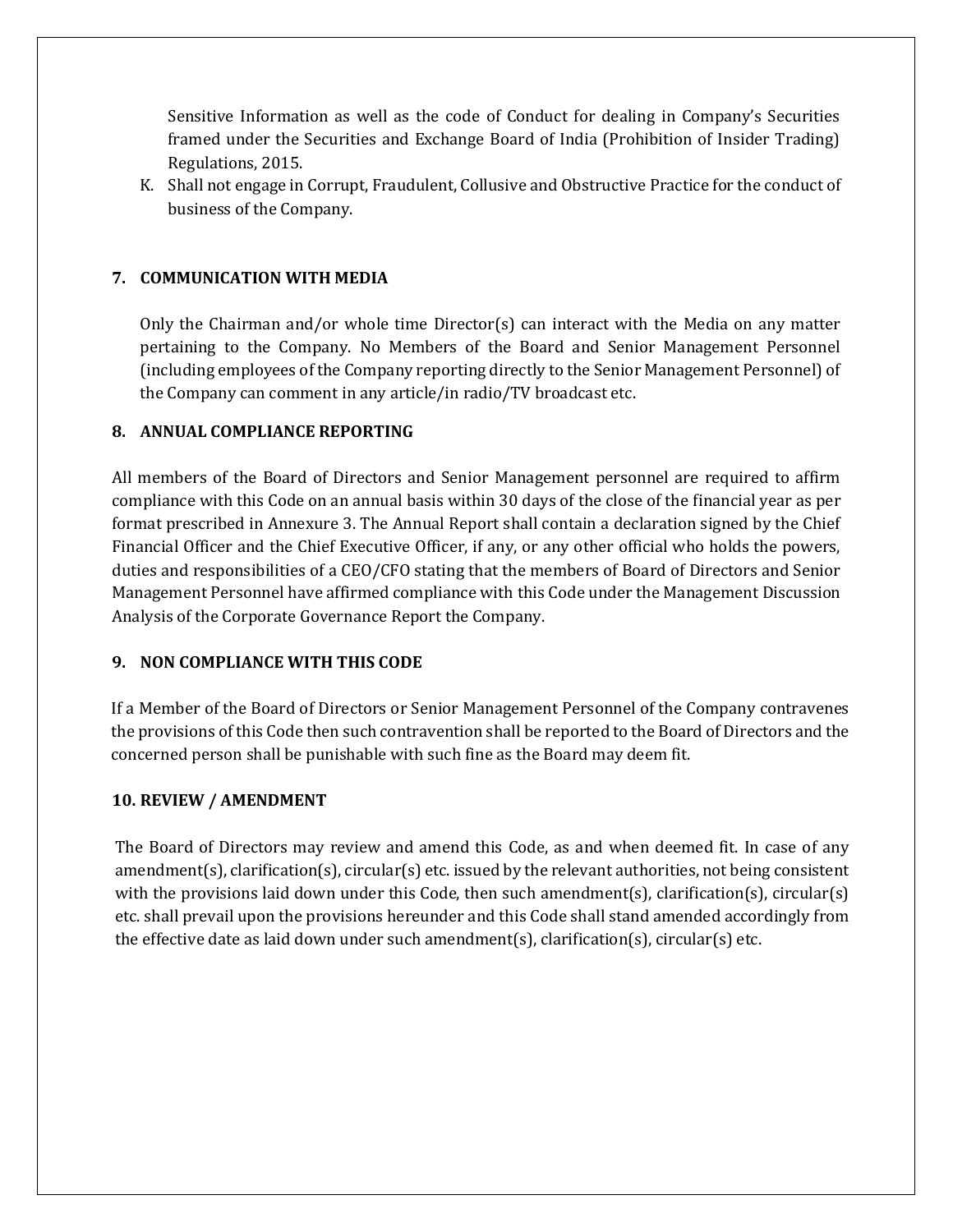Sensitive Information as well as the code of Conduct for dealing in Company's Securities framed under the Securities and Exchange Board of India (Prohibition of Insider Trading) Regulations, 2015.

K. Shall not engage in Corrupt, Fraudulent, Collusive and Obstructive Practice for the conduct of business of the Company.

## 7. COMMUNICATION WITH MEDIA

Only the Chairman and/or whole time Director(s) can interact with the Media on any matter pertaining to the Company. No Members of the Board and Senior Management Personnel (including employees of the Company reporting directly to the Senior Management Personnel) of the Company can comment in any article/in radio/TV broadcast etc.

## 8. ANNUAL COMPLIANCE REPORTING

All members of the Board of Directors and Senior Management personnel are required to affirm compliance with this Code on an annual basis within 30 days of the close of the financial year as per format prescribed in Annexure 3. The Annual Report shall contain a declaration signed by the Chief Financial Officer and the Chief Executive Officer, if any, or any other official who holds the powers, duties and responsibilities of a CEO/CFO stating that the members of Board of Directors and Senior Management Personnel have affirmed compliance with this Code under the Management Discussion Analysis of the Corporate Governance Report the Company.

## 9. NON COMPLIANCE WITH THIS CODE

If a Member of the Board of Directors or Senior Management Personnel of the Company contravenes the provisions of this Code then such contravention shall be reported to the Board of Directors and the concerned person shall be punishable with such fine as the Board may deem fit.

## 10. REVIEW / AMENDMENT

The Board of Directors may review and amend this Code, as and when deemed fit. In case of any amendment(s), clarification(s), circular(s) etc. issued by the relevant authorities, not being consistent with the provisions laid down under this Code, then such amendment(s), clarification(s), circular(s) etc. shall prevail upon the provisions hereunder and this Code shall stand amended accordingly from the effective date as laid down under such amendment(s), clarification(s), circular(s) etc.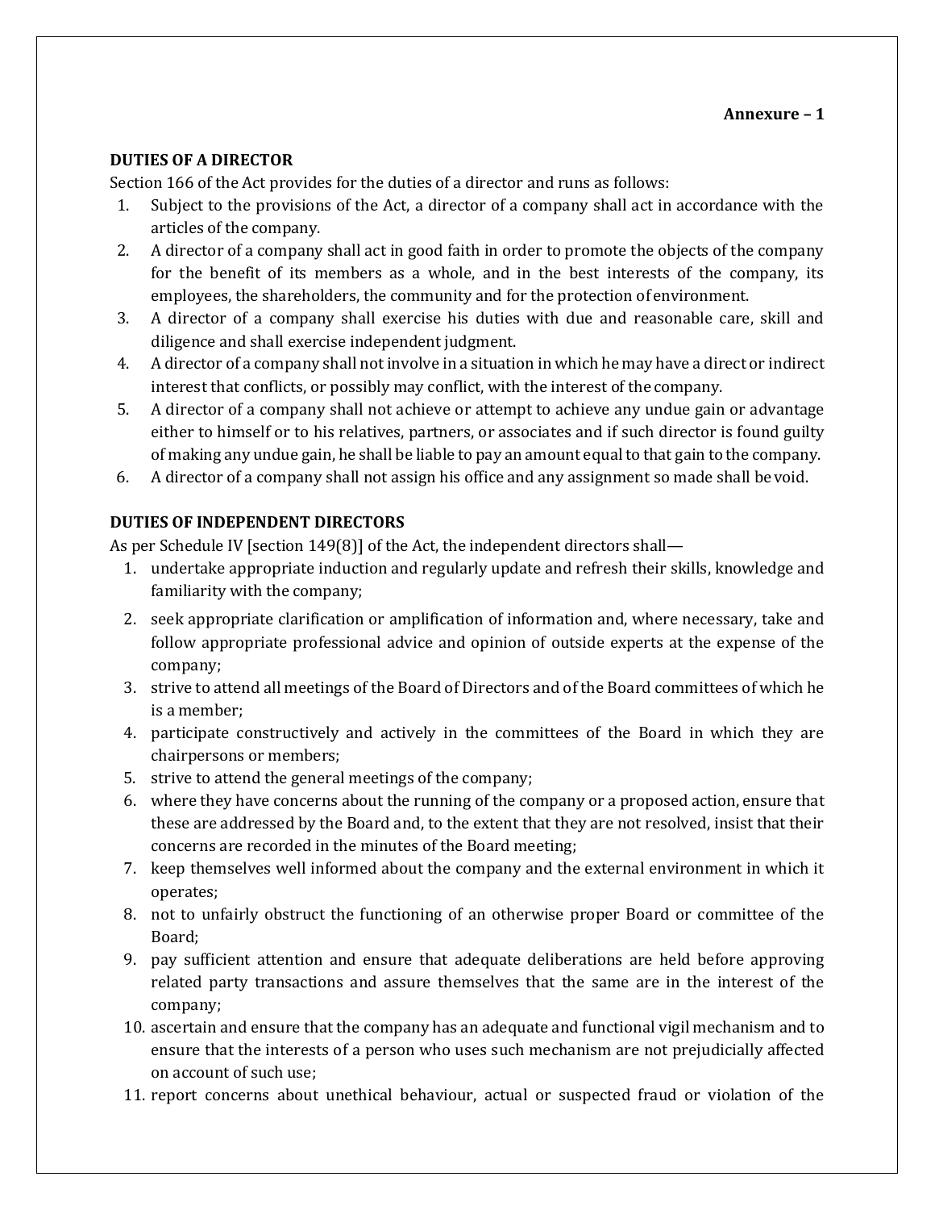**Annexure – 1**

**DUTIES OF A DIRECTOR**

Section 166 of the Act provides for the duties of a director and runs as follows:

1. Subject to the provisions of the Act, a director of a company shall act in accordance with the articles of the company.
2. A director of a company shall act in good faith in order to promote the objects of the company for the benefit of its members as a whole, and in the best interests of the company, its employees, the shareholders, the community and for the protection of environment.
3. A director of a company shall exercise his duties with due and reasonable care, skill and diligence and shall exercise independent judgment.
4. A director of a company shall not involve in a situation in which he may have a direct or indirect interest that conflicts, or possibly may conflict, with the interest of the company.
5. A director of a company shall not achieve or attempt to achieve any undue gain or advantage either to himself or to his relatives, partners, or associates and if such director is found guilty of making any undue gain, he shall be liable to pay an amount equal to that gain to the company.
6. A director of a company shall not assign his office and any assignment so made shall be void.

**DUTIES OF INDEPENDENT DIRECTORS**

As per Schedule IV [section 149(8)] of the Act, the independent directors shall—

1. undertake appropriate induction and regularly update and refresh their skills, knowledge and familiarity with the company;
2. seek appropriate clarification or amplification of information and, where necessary, take and follow appropriate professional advice and opinion of outside experts at the expense of the company;
3. strive to attend all meetings of the Board of Directors and of the Board committees of which he is a member;
4. participate constructively and actively in the committees of the Board in which they are chairpersons or members;
5. strive to attend the general meetings of the company;
6. where they have concerns about the running of the company or a proposed action, ensure that these are addressed by the Board and, to the extent that they are not resolved, insist that their concerns are recorded in the minutes of the Board meeting;
7. keep themselves well informed about the company and the external environment in which it operates;
8. not to unfairly obstruct the functioning of an otherwise proper Board or committee of the Board;
9. pay sufficient attention and ensure that adequate deliberations are held before approving related party transactions and assure themselves that the same are in the interest of the company;
10. ascertain and ensure that the company has an adequate and functional vigil mechanism and to ensure that the interests of a person who uses such mechanism are not prejudicially affected on account of such use;
11. report concerns about unethical behaviour, actual or suspected fraud or violation of the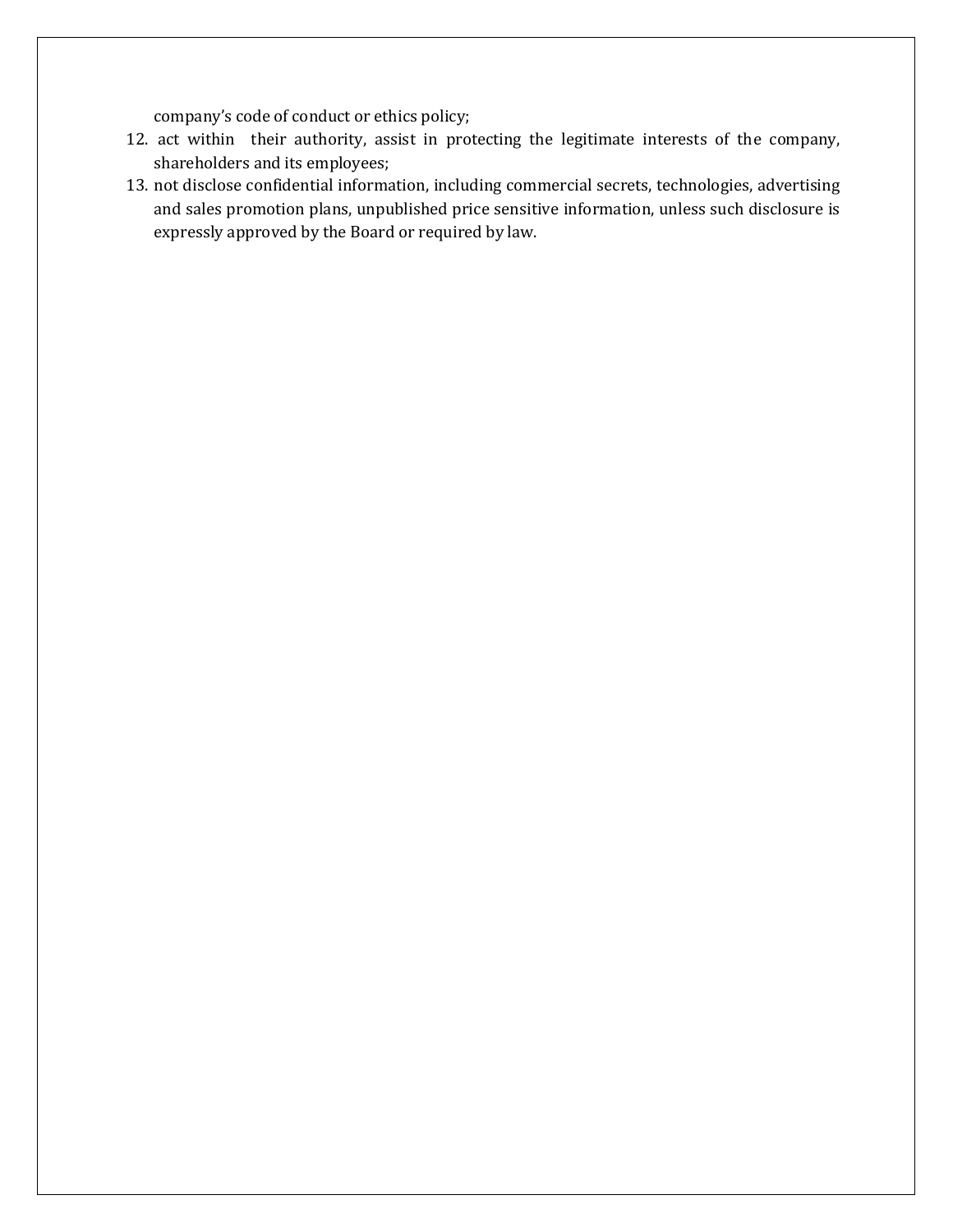company's code of conduct or ethics policy;

12. act within their authority, assist in protecting the legitimate interests of the company, shareholders and its employees;
13. not disclose confidential information, including commercial secrets, technologies, advertising and sales promotion plans, unpublished price sensitive information, unless such disclosure is expressly approved by the Board or required by law.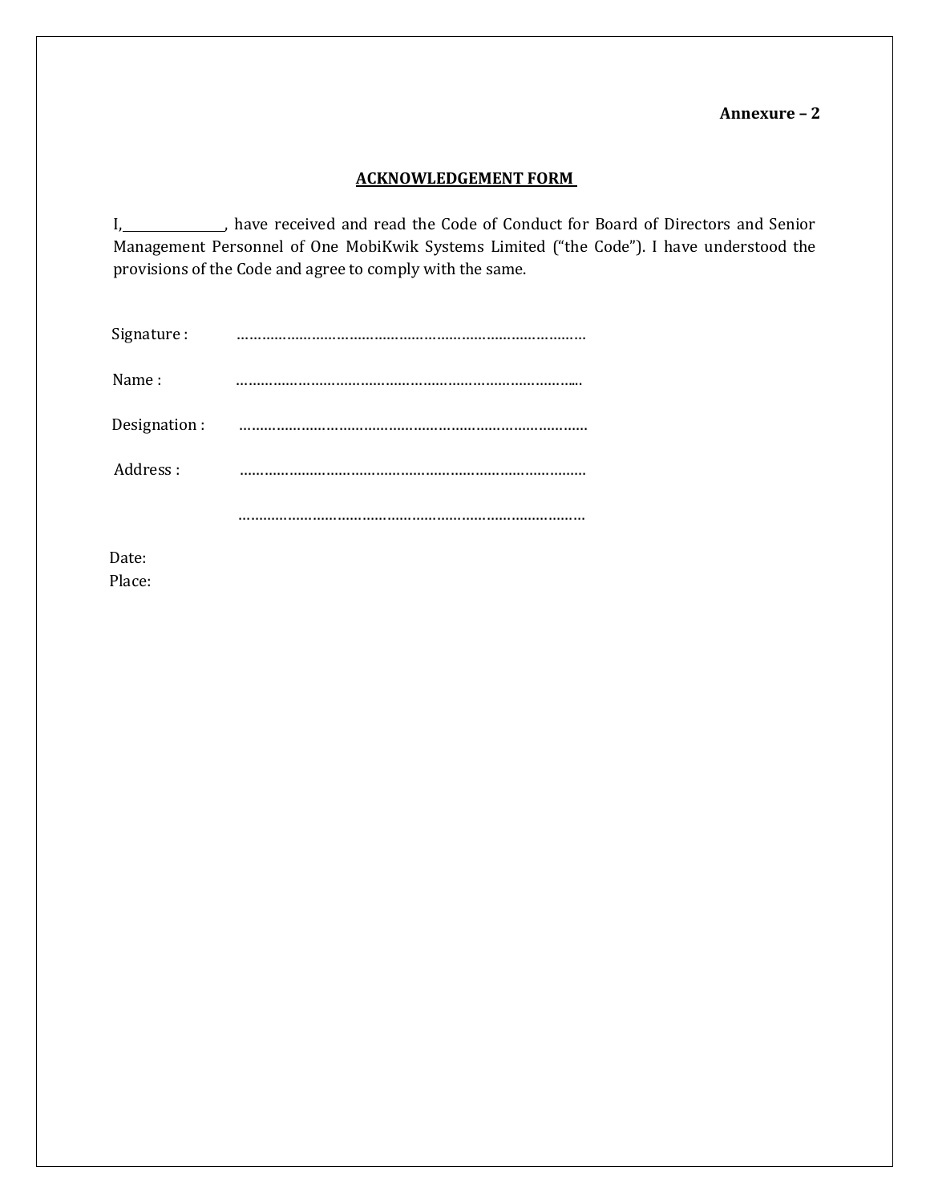**Annexure – 2**

## ACKNOWLEDGEMENT FORM

I,_______________, have received and read the Code of Conduct for Board of Directors and Senior Management Personnel of One MobiKwik Systems Limited ("the Code"). I have understood the provisions of the Code and agree to comply with the same.

Signature : ……………………………………………………………………………

Name : ……………………………………………………………………………

Designation : ……………………………………………………………………………

Address : ……………………………………………………………………………

……………………………………………………………………………

Date:

Place: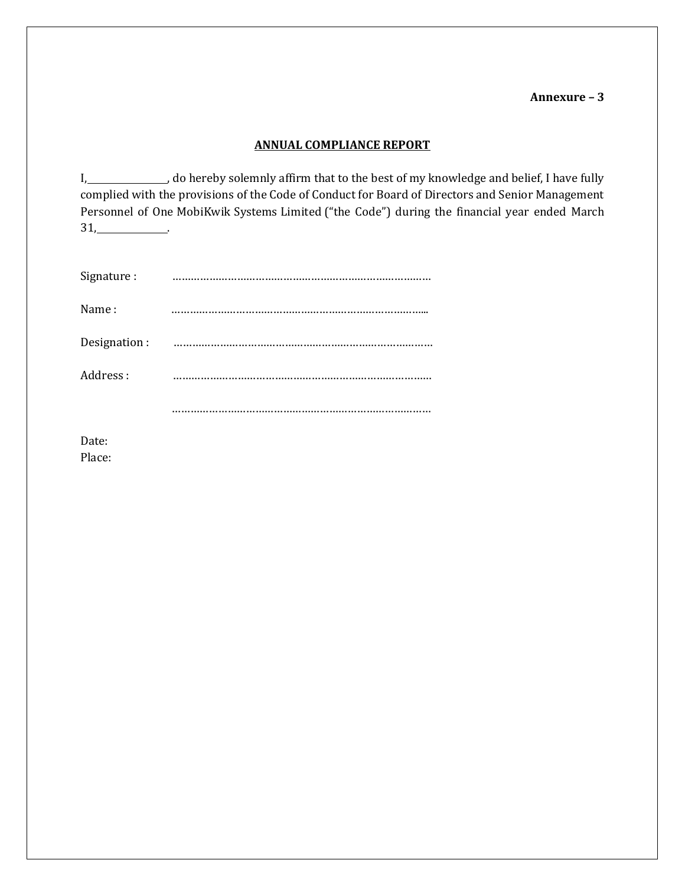**Annexure – 3**

## ANNUAL COMPLIANCE REPORT

I,________________, do hereby solemnly affirm that to the best of my knowledge and belief, I have fully complied with the provisions of the Code of Conduct for Board of Directors and Senior Management Personnel of One MobiKwik Systems Limited ("the Code") during the financial year ended March 31,______________.

Signature : ………………………………………………………………………

Name : ………………………………………………………………………...

Designation : ………………………………………………………………………

Address : ………………………………………………………………………

………………………………………………………………………

Date:
Place: